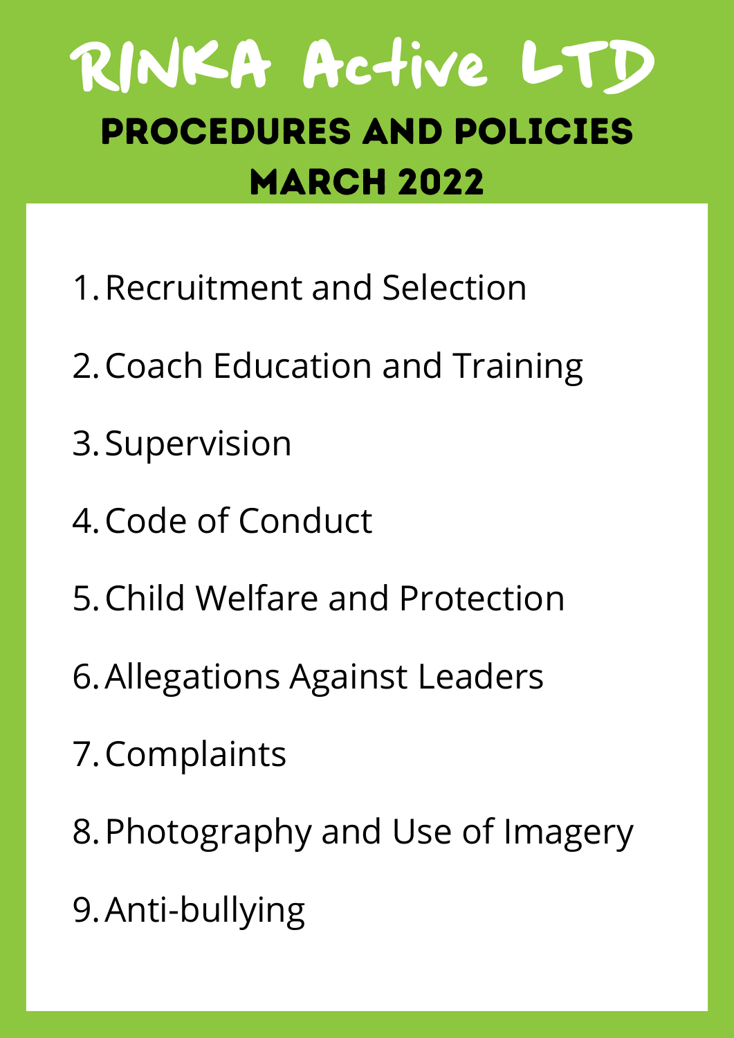# RINKA Active LTD

## PROCEDURES AND POLICIES

## MARCH 2022

1. Recruitment and Selection
2. Coach Education and Training
3. Supervision
4. Code of Conduct
5. Child Welfare and Protection
6. Allegations Against Leaders
7. Complaints
8. Photography and Use of Imagery
9. Anti-bullying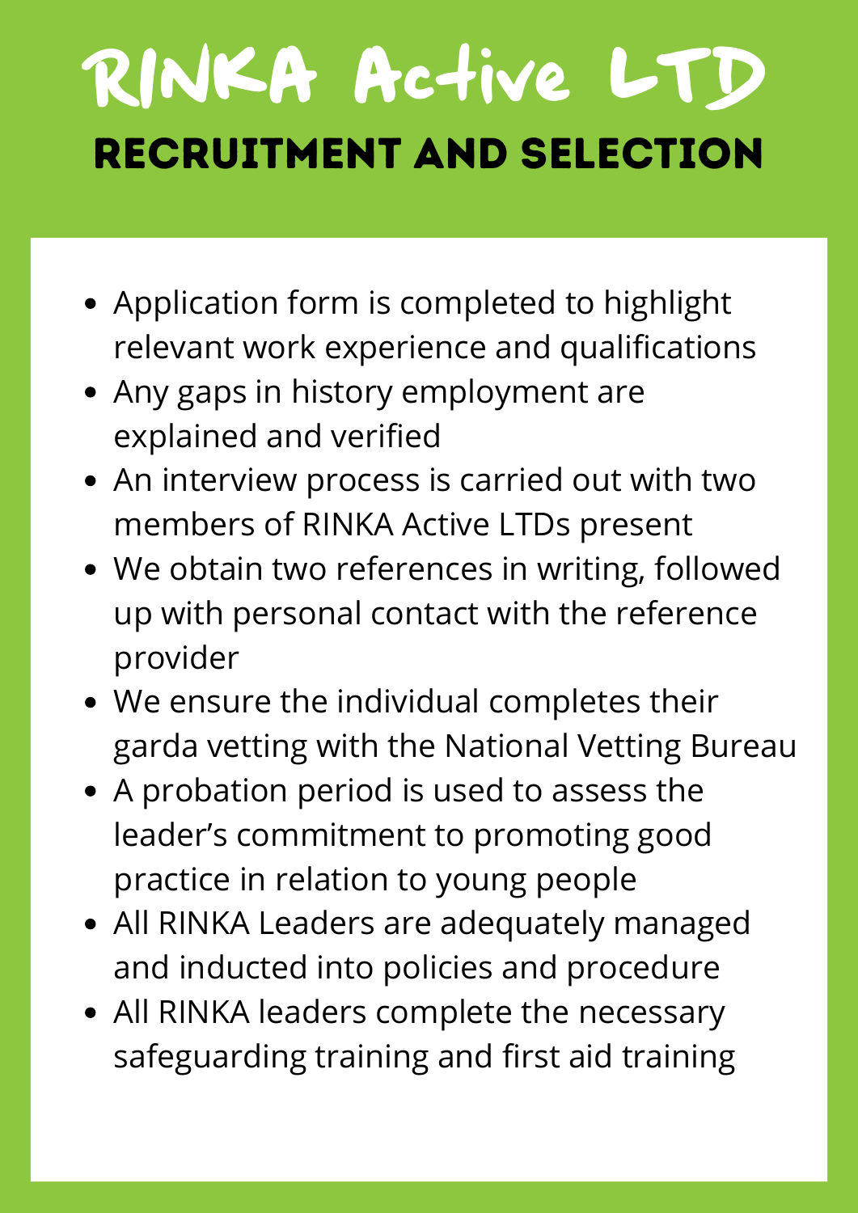# RINKA Active LTD

## RECRUITMENT AND SELECTION

- Application form is completed to highlight relevant work experience and qualifications
- Any gaps in history employment are explained and verified
- An interview process is carried out with two members of RINKA Active LTDs present
- We obtain two references in writing, followed up with personal contact with the reference provider
- We ensure the individual completes their garda vetting with the National Vetting Bureau
- A probation period is used to assess the leader's commitment to promoting good practice in relation to young people
- All RINKA Leaders are adequately managed and inducted into policies and procedure
- All RINKA leaders complete the necessary safeguarding training and first aid training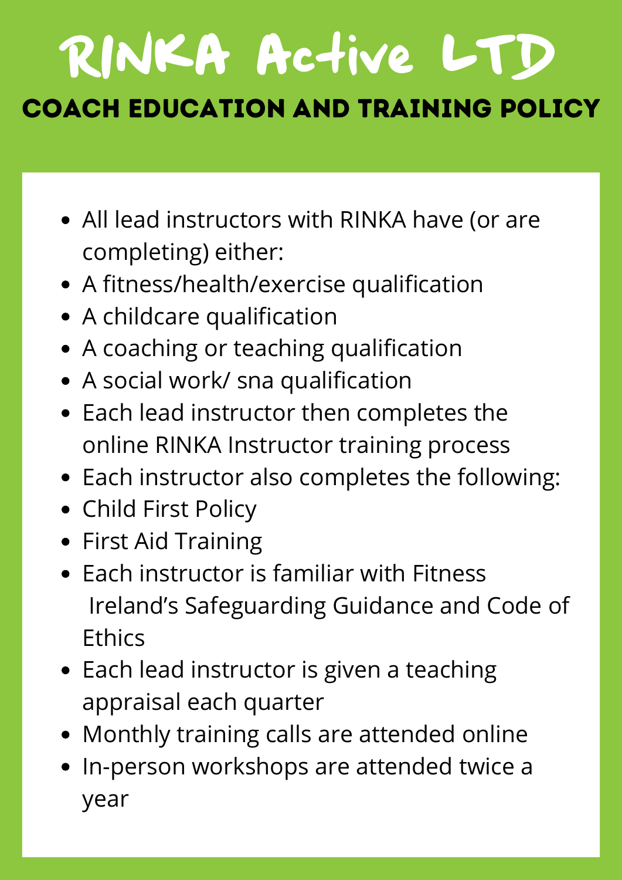# RINKA Active LTD

## COACH EDUCATION AND TRAINING POLICY

- All lead instructors with RINKA have (or are completing) either:
- A fitness/health/exercise qualification
- A childcare qualification
- A coaching or teaching qualification
- A social work/ sna qualification
- Each lead instructor then completes the online RINKA Instructor training process
- Each instructor also completes the following:
- Child First Policy
- First Aid Training
- Each instructor is familiar with Fitness Ireland's Safeguarding Guidance and Code of Ethics
- Each lead instructor is given a teaching appraisal each quarter
- Monthly training calls are attended online
- In-person workshops are attended twice a year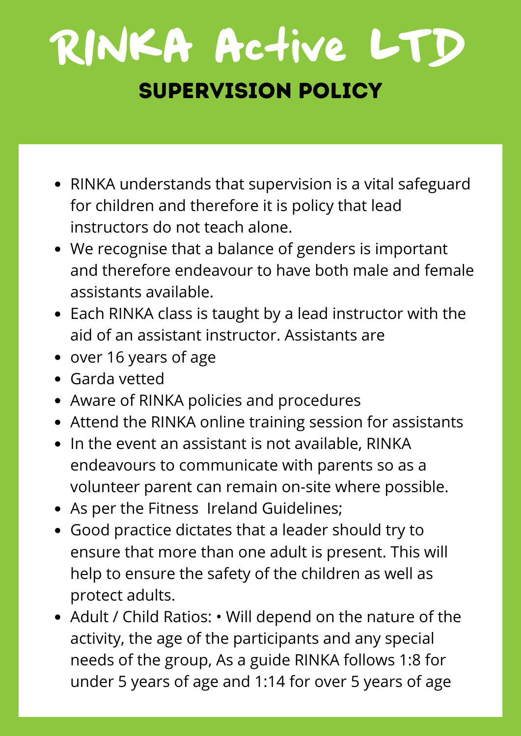# RINKA Active LTD

## SUPERVISION POLICY

- RINKA understands that supervision is a vital safeguard for children and therefore it is policy that lead instructors do not teach alone.
- We recognise that a balance of genders is important and therefore endeavour to have both male and female assistants available.
- Each RINKA class is taught by a lead instructor with the aid of an assistant instructor. Assistants are
- over 16 years of age
- Garda vetted
- Aware of RINKA policies and procedures
- Attend the RINKA online training session for assistants
- In the event an assistant is not available, RINKA endeavours to communicate with parents so as a volunteer parent can remain on-site where possible.
- As per the Fitness  Ireland Guidelines;
- Good practice dictates that a leader should try to ensure that more than one adult is present. This will help to ensure the safety of the children as well as protect adults.
- Adult / Child Ratios: • Will depend on the nature of the activity, the age of the participants and any special needs of the group, As a guide RINKA follows 1:8 for under 5 years of age and 1:14 for over 5 years of age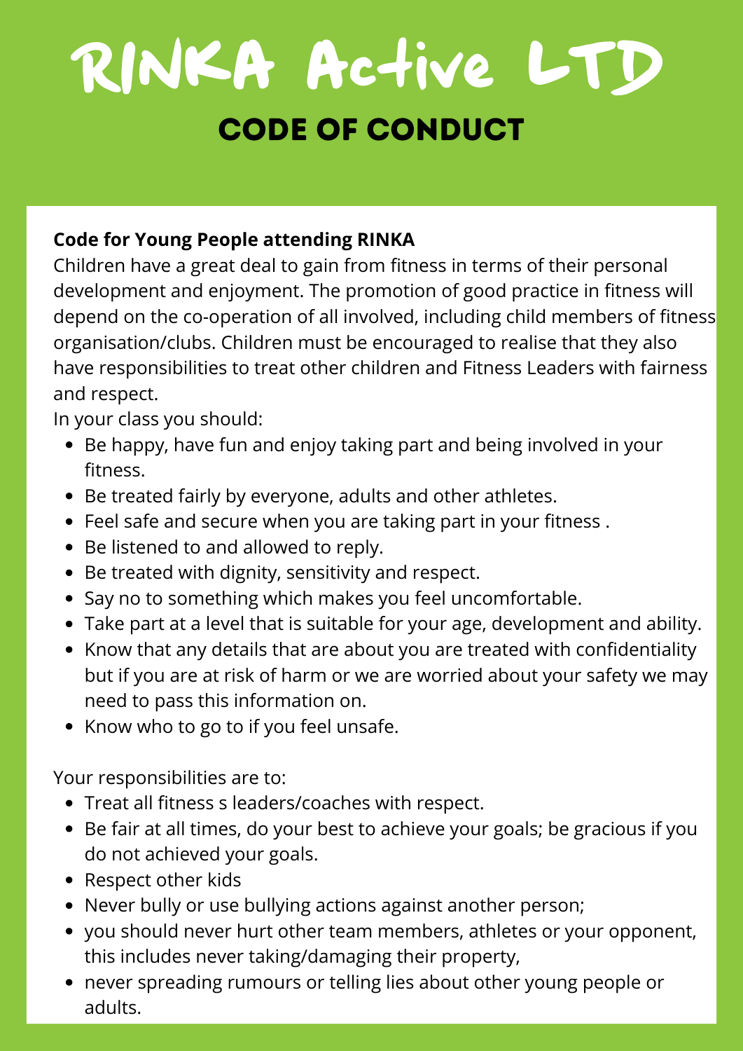# RINKA Active LTD

## CODE OF CONDUCT

**Code for Young People attending RINKA**

Children have a great deal to gain from fitness in terms of their personal development and enjoyment. The promotion of good practice in fitness will depend on the co-operation of all involved, including child members of fitness organisation/clubs. Children must be encouraged to realise that they also have responsibilities to treat other children and Fitness Leaders with fairness and respect.

In your class you should:

- Be happy, have fun and enjoy taking part and being involved in your fitness.
- Be treated fairly by everyone, adults and other athletes.
- Feel safe and secure when you are taking part in your fitness .
- Be listened to and allowed to reply.
- Be treated with dignity, sensitivity and respect.
- Say no to something which makes you feel uncomfortable.
- Take part at a level that is suitable for your age, development and ability.
- Know that any details that are about you are treated with confidentiality but if you are at risk of harm or we are worried about your safety we may need to pass this information on.
- Know who to go to if you feel unsafe.

Your responsibilities are to:

- Treat all fitness s leaders/coaches with respect.
- Be fair at all times, do your best to achieve your goals; be gracious if you do not achieved your goals.
- Respect other kids
- Never bully or use bullying actions against another person;
- you should never hurt other team members, athletes or your opponent, this includes never taking/damaging their property,
- never spreading rumours or telling lies about other young people or adults.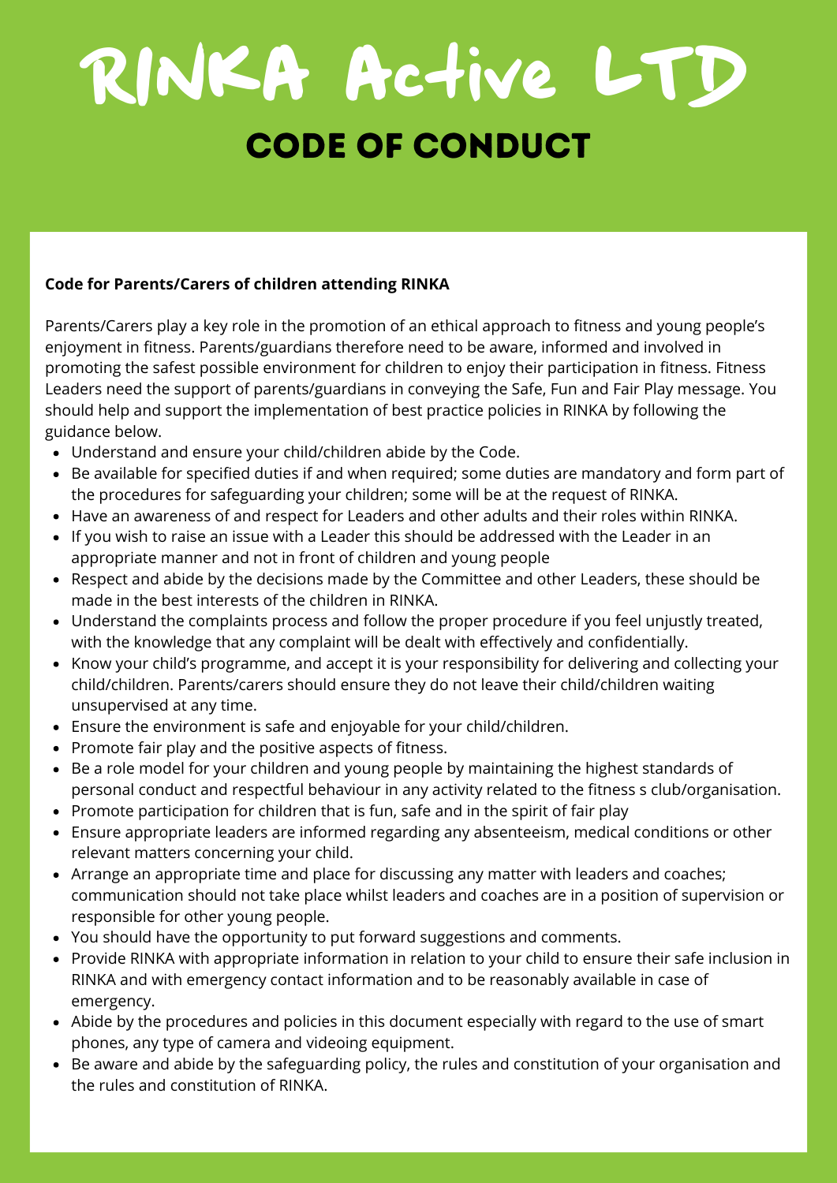# RINKA Active LTD

## CODE OF CONDUCT

**Code for Parents/Carers of children attending RINKA**

Parents/Carers play a key role in the promotion of an ethical approach to fitness and young people's enjoyment in fitness. Parents/guardians therefore need to be aware, informed and involved in promoting the safest possible environment for children to enjoy their participation in fitness. Fitness Leaders need the support of parents/guardians in conveying the Safe, Fun and Fair Play message. You should help and support the implementation of best practice policies in RINKA by following the guidance below.

- Understand and ensure your child/children abide by the Code.
- Be available for specified duties if and when required; some duties are mandatory and form part of the procedures for safeguarding your children; some will be at the request of RINKA.
- Have an awareness of and respect for Leaders and other adults and their roles within RINKA.
- If you wish to raise an issue with a Leader this should be addressed with the Leader in an appropriate manner and not in front of children and young people
- Respect and abide by the decisions made by the Committee and other Leaders, these should be made in the best interests of the children in RINKA.
- Understand the complaints process and follow the proper procedure if you feel unjustly treated, with the knowledge that any complaint will be dealt with effectively and confidentially.
- Know your child's programme, and accept it is your responsibility for delivering and collecting your child/children. Parents/carers should ensure they do not leave their child/children waiting unsupervised at any time.
- Ensure the environment is safe and enjoyable for your child/children.
- Promote fair play and the positive aspects of fitness.
- Be a role model for your children and young people by maintaining the highest standards of personal conduct and respectful behaviour in any activity related to the fitness s club/organisation.
- Promote participation for children that is fun, safe and in the spirit of fair play
- Ensure appropriate leaders are informed regarding any absenteeism, medical conditions or other relevant matters concerning your child.
- Arrange an appropriate time and place for discussing any matter with leaders and coaches; communication should not take place whilst leaders and coaches are in a position of supervision or responsible for other young people.
- You should have the opportunity to put forward suggestions and comments.
- Provide RINKA with appropriate information in relation to your child to ensure their safe inclusion in RINKA and with emergency contact information and to be reasonably available in case of emergency.
- Abide by the procedures and policies in this document especially with regard to the use of smart phones, any type of camera and videoing equipment.
- Be aware and abide by the safeguarding policy, the rules and constitution of your organisation and the rules and constitution of RINKA.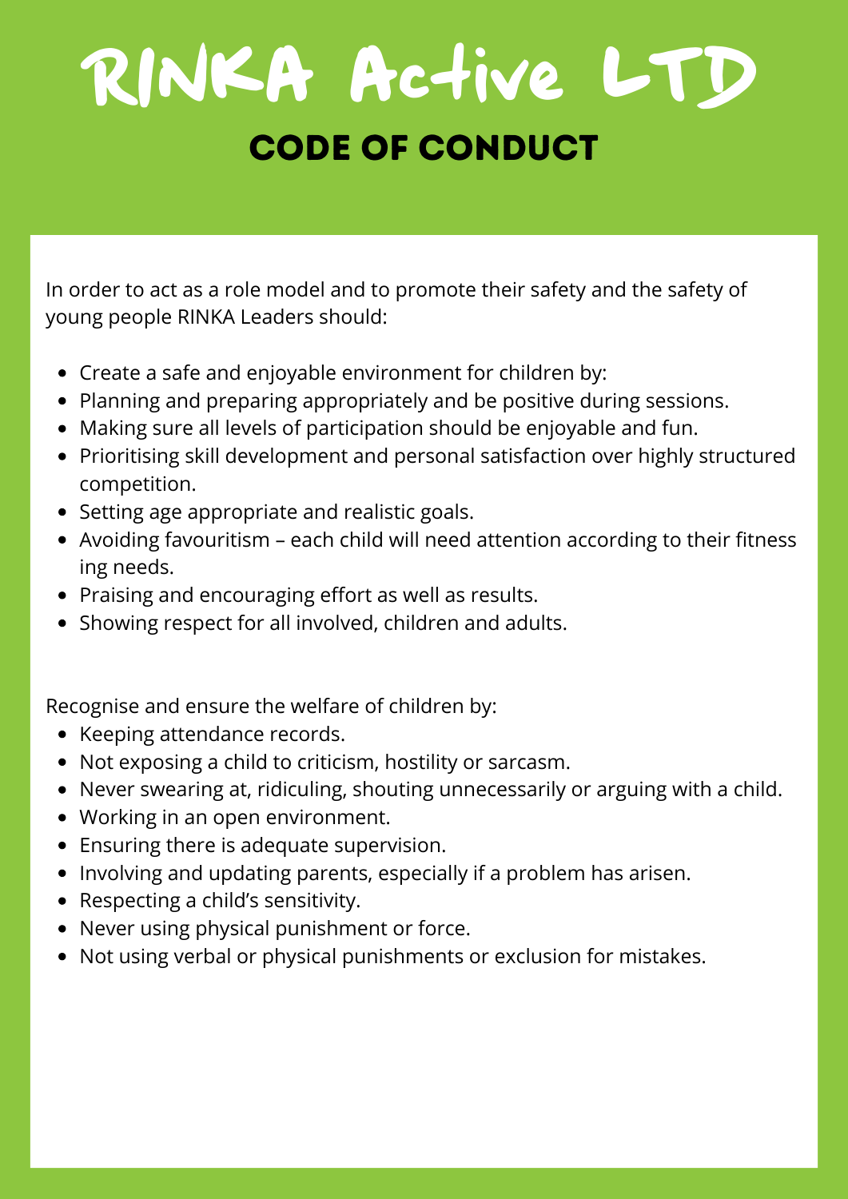# RINKA Active LTD

## CODE OF CONDUCT

In order to act as a role model and to promote their safety and the safety of young people RINKA Leaders should:

- Create a safe and enjoyable environment for children by:
- Planning and preparing appropriately and be positive during sessions.
- Making sure all levels of participation should be enjoyable and fun.
- Prioritising skill development and personal satisfaction over highly structured competition.
- Setting age appropriate and realistic goals.
- Avoiding favouritism – each child will need attention according to their fitness ing needs.
- Praising and encouraging effort as well as results.
- Showing respect for all involved, children and adults.

Recognise and ensure the welfare of children by:

- Keeping attendance records.
- Not exposing a child to criticism, hostility or sarcasm.
- Never swearing at, ridiculing, shouting unnecessarily or arguing with a child.
- Working in an open environment.
- Ensuring there is adequate supervision.
- Involving and updating parents, especially if a problem has arisen.
- Respecting a child's sensitivity.
- Never using physical punishment or force.
- Not using verbal or physical punishments or exclusion for mistakes.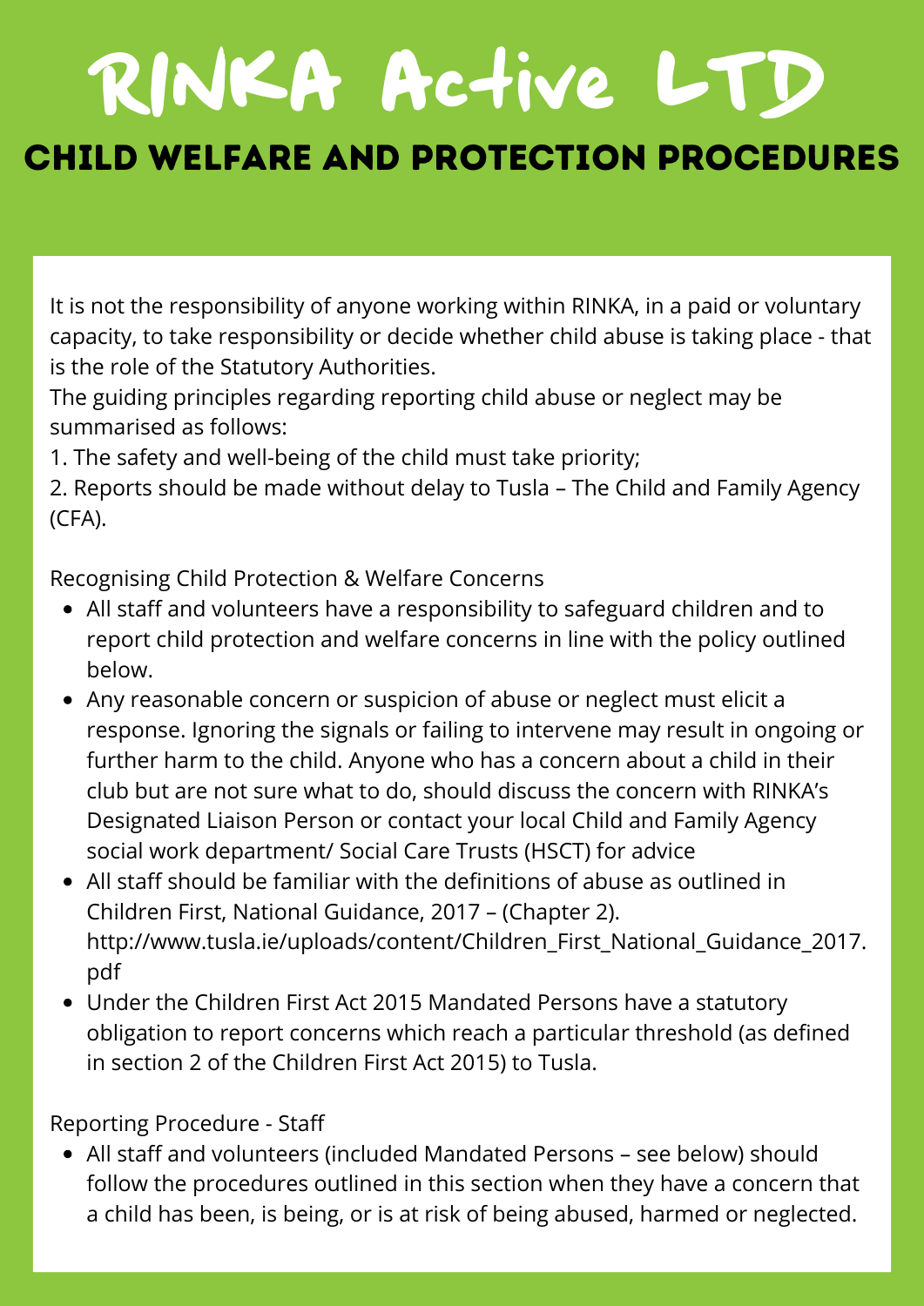# RINKA Active LTD

## CHILD WELFARE AND PROTECTION PROCEDURES

It is not the responsibility of anyone working within RINKA, in a paid or voluntary capacity, to take responsibility or decide whether child abuse is taking place - that is the role of the Statutory Authorities.

The guiding principles regarding reporting child abuse or neglect may be summarised as follows:

1. The safety and well-being of the child must take priority;
2. Reports should be made without delay to Tusla – The Child and Family Agency (CFA).

Recognising Child Protection & Welfare Concerns

- All staff and volunteers have a responsibility to safeguard children and to report child protection and welfare concerns in line with the policy outlined below.
- Any reasonable concern or suspicion of abuse or neglect must elicit a response. Ignoring the signals or failing to intervene may result in ongoing or further harm to the child. Anyone who has a concern about a child in their club but are not sure what to do, should discuss the concern with RINKA's Designated Liaison Person or contact your local Child and Family Agency social work department/ Social Care Trusts (HSCT) for advice
- All staff should be familiar with the definitions of abuse as outlined in Children First, National Guidance, 2017 – (Chapter 2). http://www.tusla.ie/uploads/content/Children_First_National_Guidance_2017.pdf
- Under the Children First Act 2015 Mandated Persons have a statutory obligation to report concerns which reach a particular threshold (as defined in section 2 of the Children First Act 2015) to Tusla.

Reporting Procedure - Staff

- All staff and volunteers (included Mandated Persons – see below) should follow the procedures outlined in this section when they have a concern that a child has been, is being, or is at risk of being abused, harmed or neglected.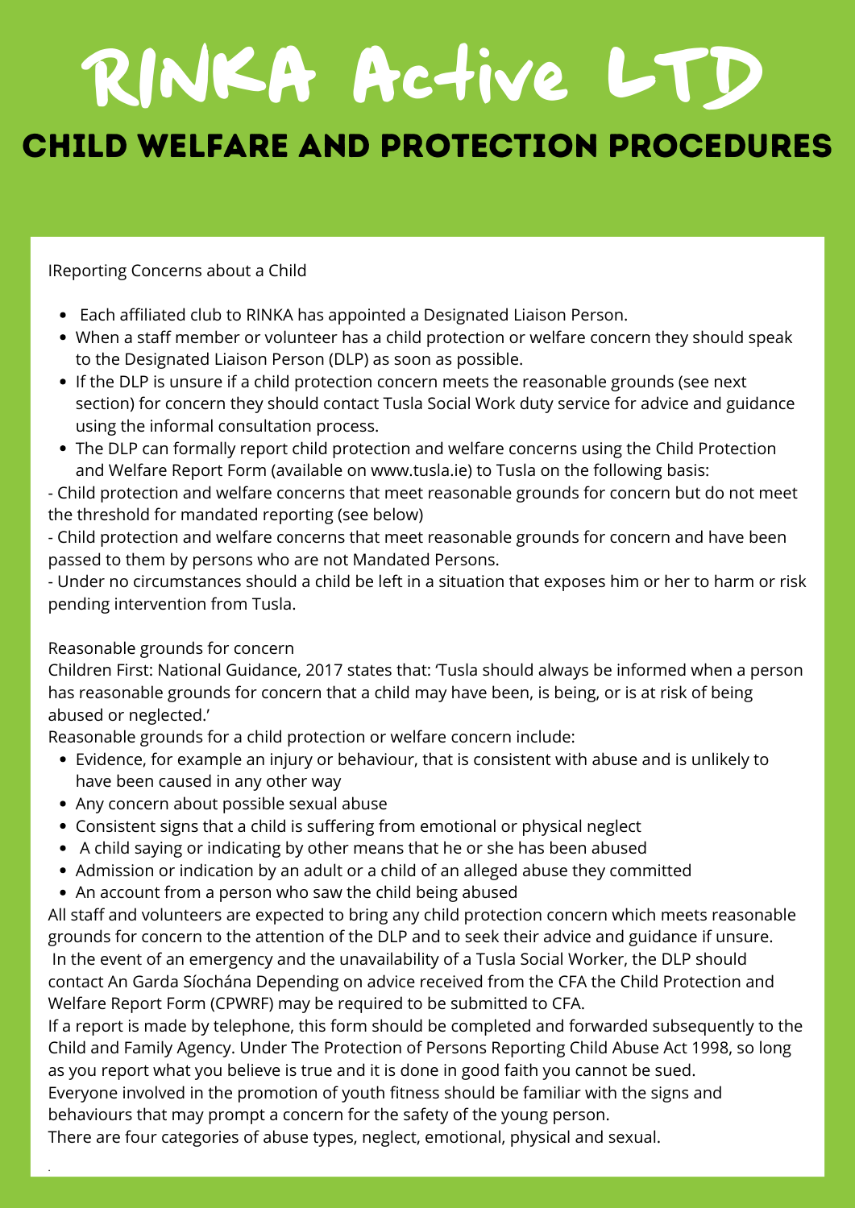# RINKA Active LTD

## CHILD WELFARE AND PROTECTION PROCEDURES

IReporting Concerns about a Child

- Each affiliated club to RINKA has appointed a Designated Liaison Person.
- When a staff member or volunteer has a child protection or welfare concern they should speak to the Designated Liaison Person (DLP) as soon as possible.
- If the DLP is unsure if a child protection concern meets the reasonable grounds (see next section) for concern they should contact Tusla Social Work duty service for advice and guidance using the informal consultation process.
- The DLP can formally report child protection and welfare concerns using the Child Protection and Welfare Report Form (available on www.tusla.ie) to Tusla on the following basis:

- Child protection and welfare concerns that meet reasonable grounds for concern but do not meet the threshold for mandated reporting (see below)
- Child protection and welfare concerns that meet reasonable grounds for concern and have been passed to them by persons who are not Mandated Persons.
- Under no circumstances should a child be left in a situation that exposes him or her to harm or risk pending intervention from Tusla.

Reasonable grounds for concern

Children First: National Guidance, 2017 states that: 'Tusla should always be informed when a person has reasonable grounds for concern that a child may have been, is being, or is at risk of being abused or neglected.'

Reasonable grounds for a child protection or welfare concern include:

- Evidence, for example an injury or behaviour, that is consistent with abuse and is unlikely to have been caused in any other way
- Any concern about possible sexual abuse
- Consistent signs that a child is suffering from emotional or physical neglect
- A child saying or indicating by other means that he or she has been abused
- Admission or indication by an adult or a child of an alleged abuse they committed
- An account from a person who saw the child being abused

All staff and volunteers are expected to bring any child protection concern which meets reasonable grounds for concern to the attention of the DLP and to seek their advice and guidance if unsure.

In the event of an emergency and the unavailability of a Tusla Social Worker, the DLP should contact An Garda Síochána Depending on advice received from the CFA the Child Protection and Welfare Report Form (CPWRF) may be required to be submitted to CFA.

If a report is made by telephone, this form should be completed and forwarded subsequently to the Child and Family Agency. Under The Protection of Persons Reporting Child Abuse Act 1998, so long as you report what you believe is true and it is done in good faith you cannot be sued.

Everyone involved in the promotion of youth fitness should be familiar with the signs and behaviours that may prompt a concern for the safety of the young person.

There are four categories of abuse types, neglect, emotional, physical and sexual.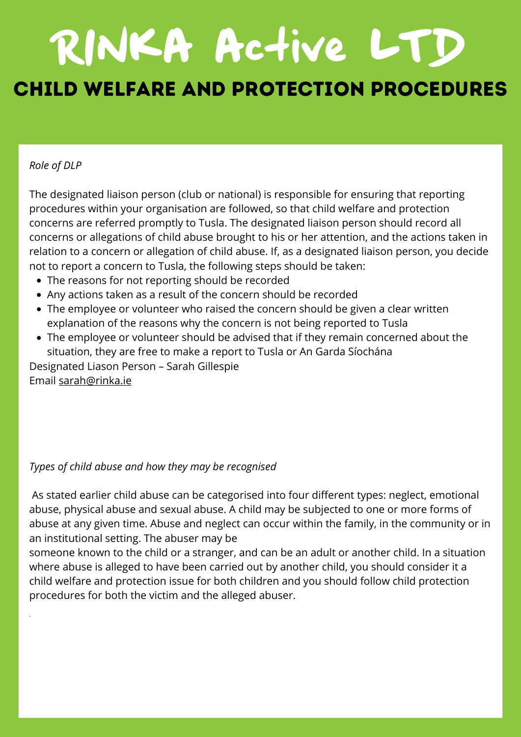# RINKA Active LTD

## CHILD WELFARE AND PROTECTION PROCEDURES

*Role of DLP*

The designated liaison person (club or national) is responsible for ensuring that reporting procedures within your organisation are followed, so that child welfare and protection concerns are referred promptly to Tusla. The designated liaison person should record all concerns or allegations of child abuse brought to his or her attention, and the actions taken in relation to a concern or allegation of child abuse. If, as a designated liaison person, you decide not to report a concern to Tusla, the following steps should be taken:

- The reasons for not reporting should be recorded
- Any actions taken as a result of the concern should be recorded
- The employee or volunteer who raised the concern should be given a clear written explanation of the reasons why the concern is not being reported to Tusla
- The employee or volunteer should be advised that if they remain concerned about the situation, they are free to make a report to Tusla or An Garda Síochána

Designated Liason Person – Sarah Gillespie
Email sarah@rinka.ie

*Types of child abuse and how they may be recognised*

As stated earlier child abuse can be categorised into four different types: neglect, emotional abuse, physical abuse and sexual abuse. A child may be subjected to one or more forms of abuse at any given time. Abuse and neglect can occur within the family, in the community or in an institutional setting. The abuser may be someone known to the child or a stranger, and can be an adult or another child. In a situation where abuse is alleged to have been carried out by another child, you should consider it a child welfare and protection issue for both children and you should follow child protection procedures for both the victim and the alleged abuser.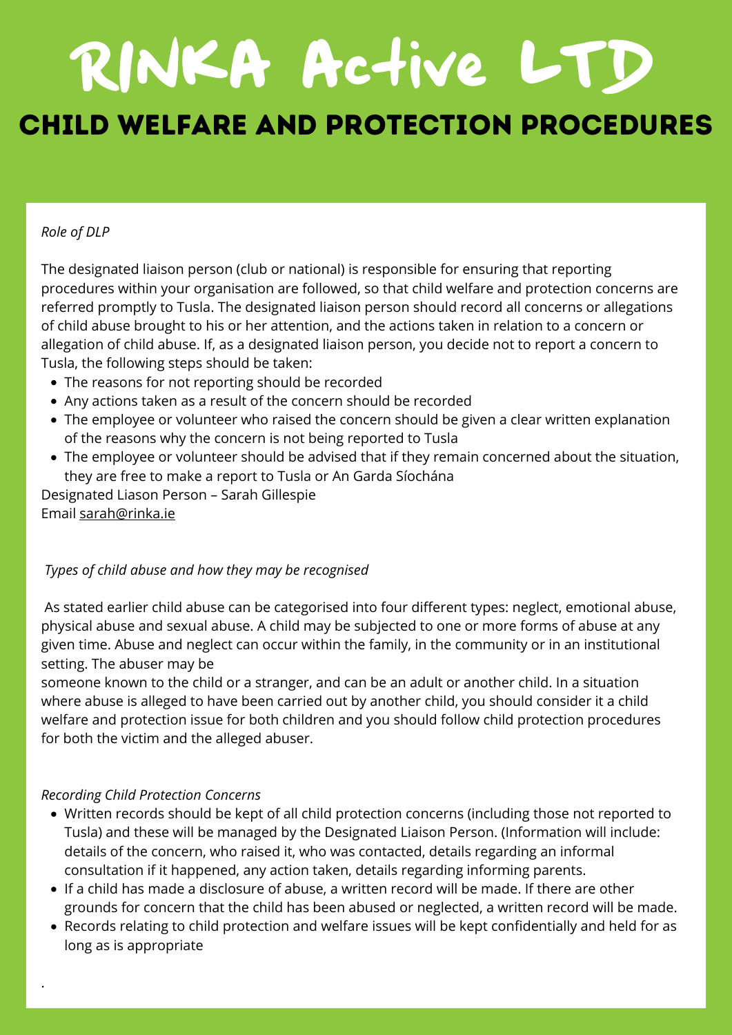# RINKA Active LTD

## CHILD WELFARE AND PROTECTION PROCEDURES

*Role of DLP*

The designated liaison person (club or national) is responsible for ensuring that reporting procedures within your organisation are followed, so that child welfare and protection concerns are referred promptly to Tusla. The designated liaison person should record all concerns or allegations of child abuse brought to his or her attention, and the actions taken in relation to a concern or allegation of child abuse. If, as a designated liaison person, you decide not to report a concern to Tusla, the following steps should be taken:

- The reasons for not reporting should be recorded
- Any actions taken as a result of the concern should be recorded
- The employee or volunteer who raised the concern should be given a clear written explanation of the reasons why the concern is not being reported to Tusla
- The employee or volunteer should be advised that if they remain concerned about the situation, they are free to make a report to Tusla or An Garda Síochána

Designated Liason Person – Sarah Gillespie
Email sarah@rinka.ie

*Types of child abuse and how they may be recognised*

As stated earlier child abuse can be categorised into four different types: neglect, emotional abuse, physical abuse and sexual abuse. A child may be subjected to one or more forms of abuse at any given time. Abuse and neglect can occur within the family, in the community or in an institutional setting. The abuser may be someone known to the child or a stranger, and can be an adult or another child. In a situation where abuse is alleged to have been carried out by another child, you should consider it a child welfare and protection issue for both children and you should follow child protection procedures for both the victim and the alleged abuser.

*Recording Child Protection Concerns*

- Written records should be kept of all child protection concerns (including those not reported to Tusla) and these will be managed by the Designated Liaison Person. (Information will include: details of the concern, who raised it, who was contacted, details regarding an informal consultation if it happened, any action taken, details regarding informing parents.
- If a child has made a disclosure of abuse, a written record will be made. If there are other grounds for concern that the child has been abused or neglected, a written record will be made.
- Records relating to child protection and welfare issues will be kept confidentially and held for as long as is appropriate

.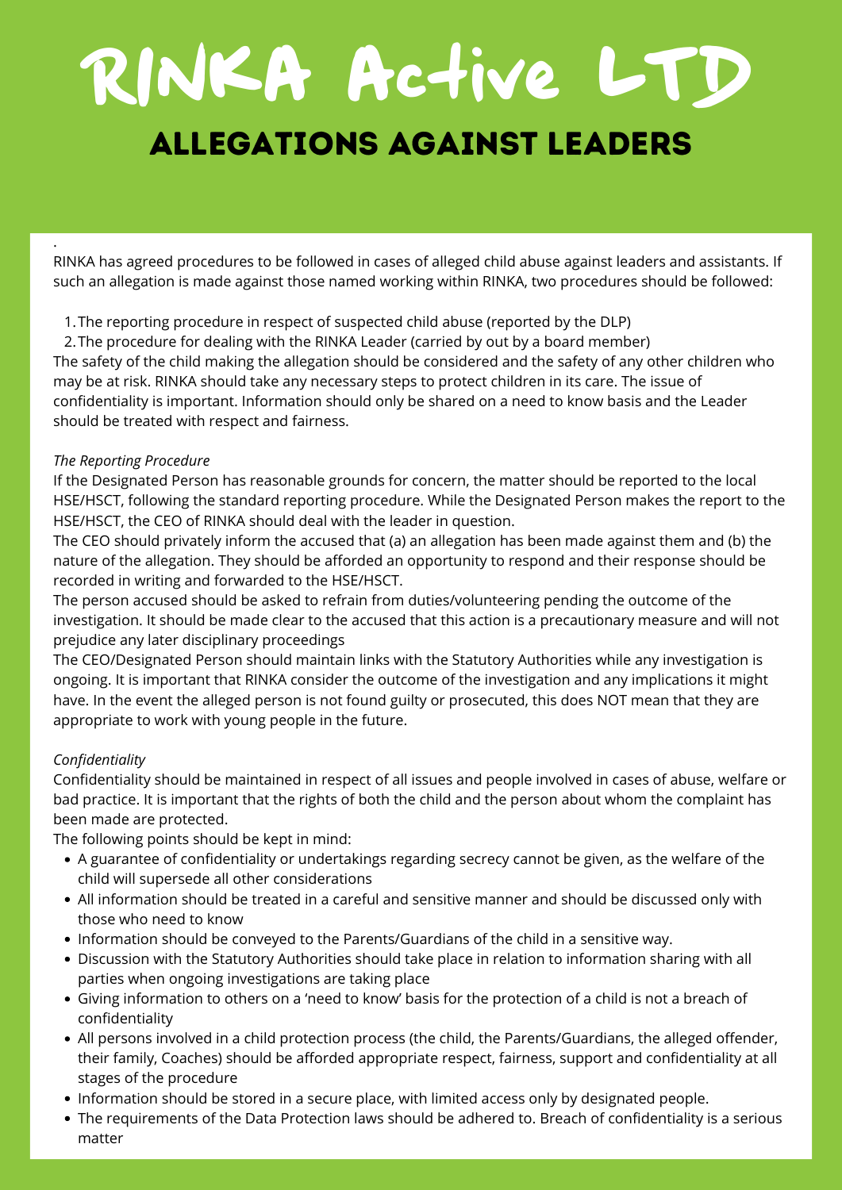# RINKA Active LTD

## ALLEGATIONS AGAINST LEADERS

.
RINKA has agreed procedures to be followed in cases of alleged child abuse against leaders and assistants. If such an allegation is made against those named working within RINKA, two procedures should be followed:

1. The reporting procedure in respect of suspected child abuse (reported by the DLP)
2. The procedure for dealing with the RINKA Leader (carried by out by a board member)

The safety of the child making the allegation should be considered and the safety of any other children who may be at risk. RINKA should take any necessary steps to protect children in its care. The issue of confidentiality is important. Information should only be shared on a need to know basis and the Leader should be treated with respect and fairness.

*The Reporting Procedure*

If the Designated Person has reasonable grounds for concern, the matter should be reported to the local HSE/HSCT, following the standard reporting procedure. While the Designated Person makes the report to the HSE/HSCT, the CEO of RINKA should deal with the leader in question.

The CEO should privately inform the accused that (a) an allegation has been made against them and (b) the nature of the allegation. They should be afforded an opportunity to respond and their response should be recorded in writing and forwarded to the HSE/HSCT.

The person accused should be asked to refrain from duties/volunteering pending the outcome of the investigation. It should be made clear to the accused that this action is a precautionary measure and will not prejudice any later disciplinary proceedings

The CEO/Designated Person should maintain links with the Statutory Authorities while any investigation is ongoing. It is important that RINKA consider the outcome of the investigation and any implications it might have. In the event the alleged person is not found guilty or prosecuted, this does NOT mean that they are appropriate to work with young people in the future.

*Confidentiality*

Confidentiality should be maintained in respect of all issues and people involved in cases of abuse, welfare or bad practice. It is important that the rights of both the child and the person about whom the complaint has been made are protected.

The following points should be kept in mind:

- A guarantee of confidentiality or undertakings regarding secrecy cannot be given, as the welfare of the child will supersede all other considerations
- All information should be treated in a careful and sensitive manner and should be discussed only with those who need to know
- Information should be conveyed to the Parents/Guardians of the child in a sensitive way.
- Discussion with the Statutory Authorities should take place in relation to information sharing with all parties when ongoing investigations are taking place
- Giving information to others on a 'need to know' basis for the protection of a child is not a breach of confidentiality
- All persons involved in a child protection process (the child, the Parents/Guardians, the alleged offender, their family, Coaches) should be afforded appropriate respect, fairness, support and confidentiality at all stages of the procedure
- Information should be stored in a secure place, with limited access only by designated people.
- The requirements of the Data Protection laws should be adhered to. Breach of confidentiality is a serious matter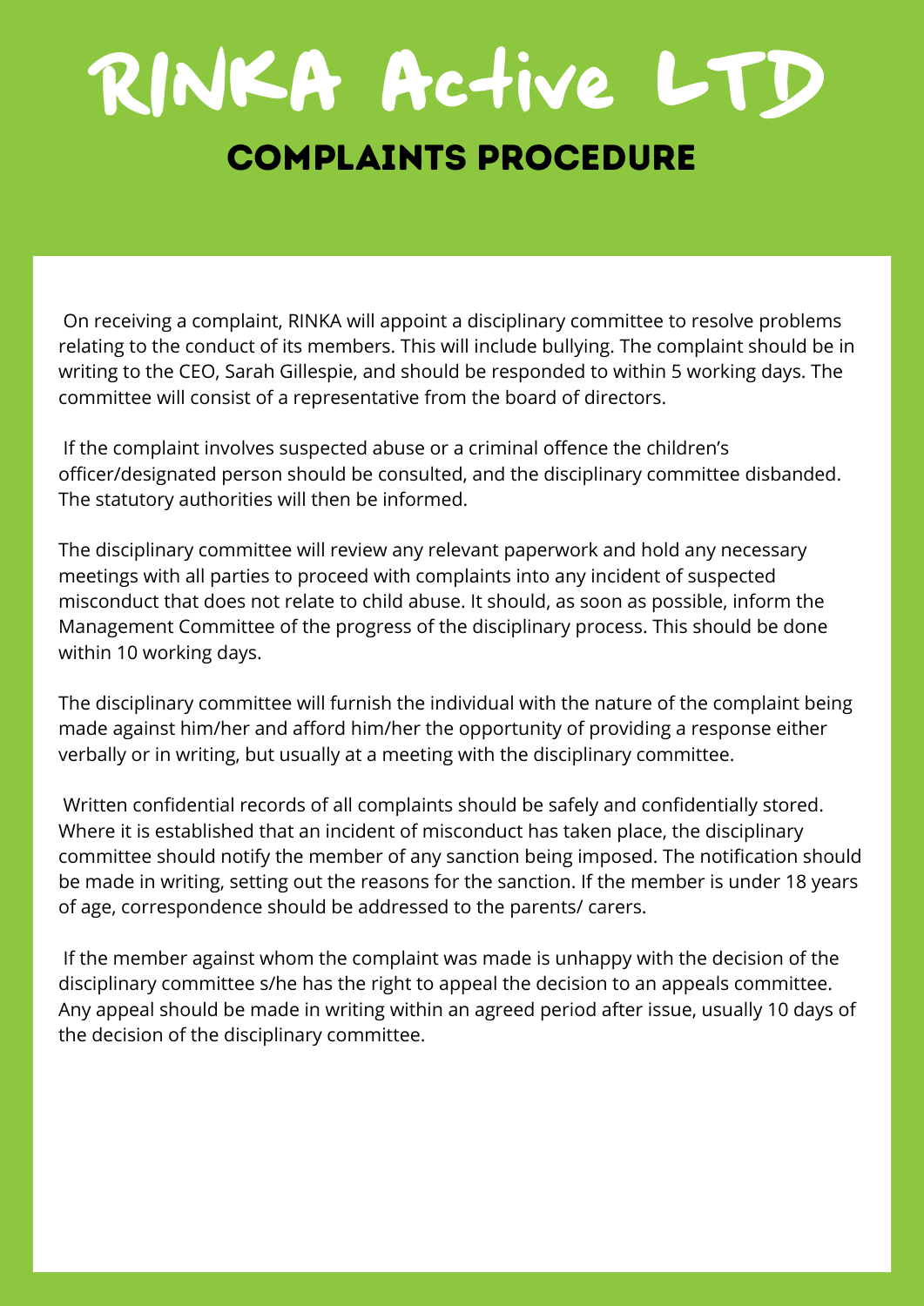# RINKA Active LTD

## COMPLAINTS PROCEDURE

On receiving a complaint, RINKA will appoint a disciplinary committee to resolve problems relating to the conduct of its members. This will include bullying. The complaint should be in writing to the CEO, Sarah Gillespie, and should be responded to within 5 working days. The committee will consist of a representative from the board of directors.

If the complaint involves suspected abuse or a criminal offence the children's officer/designated person should be consulted, and the disciplinary committee disbanded. The statutory authorities will then be informed.

The disciplinary committee will review any relevant paperwork and hold any necessary meetings with all parties to proceed with complaints into any incident of suspected misconduct that does not relate to child abuse. It should, as soon as possible, inform the Management Committee of the progress of the disciplinary process. This should be done within 10 working days.

The disciplinary committee will furnish the individual with the nature of the complaint being made against him/her and afford him/her the opportunity of providing a response either verbally or in writing, but usually at a meeting with the disciplinary committee.

Written confidential records of all complaints should be safely and confidentially stored. Where it is established that an incident of misconduct has taken place, the disciplinary committee should notify the member of any sanction being imposed. The notification should be made in writing, setting out the reasons for the sanction. If the member is under 18 years of age, correspondence should be addressed to the parents/ carers.

If the member against whom the complaint was made is unhappy with the decision of the disciplinary committee s/he has the right to appeal the decision to an appeals committee. Any appeal should be made in writing within an agreed period after issue, usually 10 days of the decision of the disciplinary committee.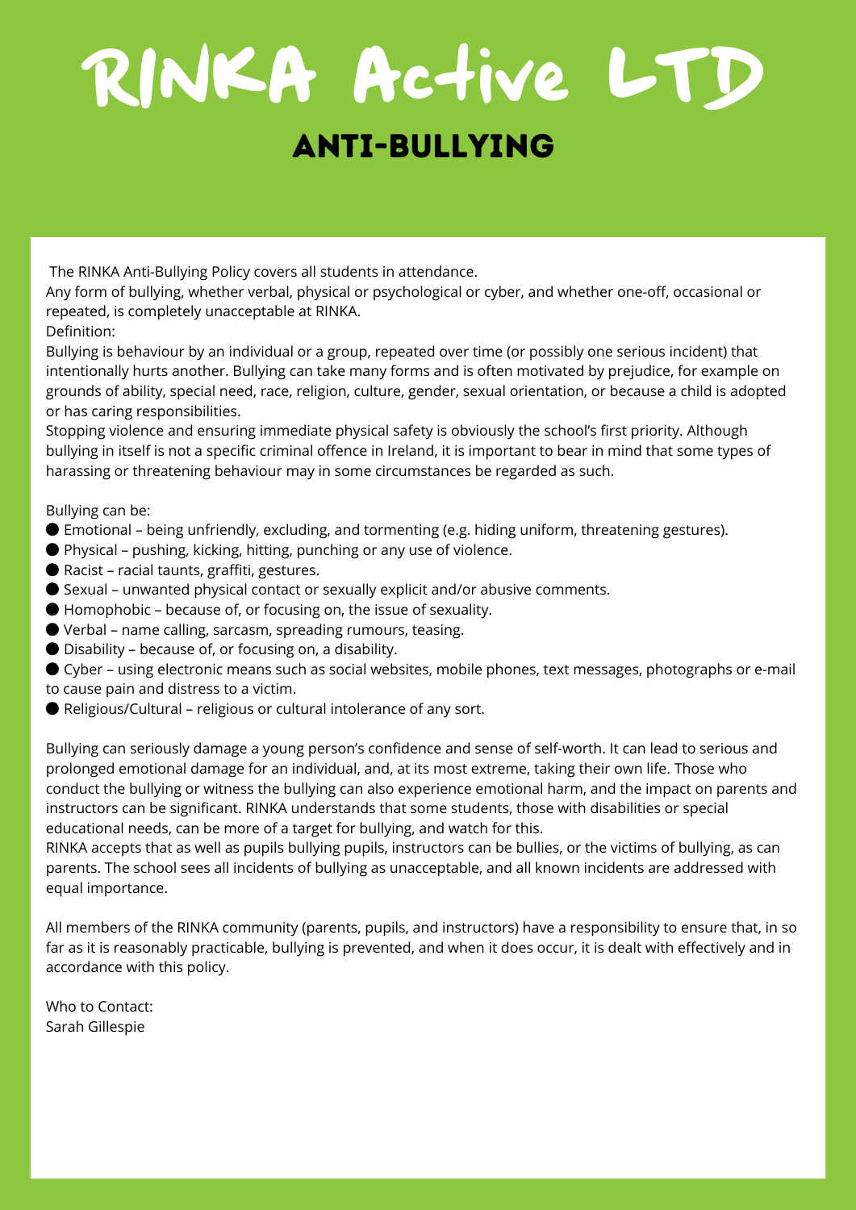# RINKA Active LTD

## ANTI-BULLYING

The RINKA Anti-Bullying Policy covers all students in attendance.
Any form of bullying, whether verbal, physical or psychological or cyber, and whether one-off, occasional or repeated, is completely unacceptable at RINKA.
Definition:
Bullying is behaviour by an individual or a group, repeated over time (or possibly one serious incident) that intentionally hurts another. Bullying can take many forms and is often motivated by prejudice, for example on grounds of ability, special need, race, religion, culture, gender, sexual orientation, or because a child is adopted or has caring responsibilities.
Stopping violence and ensuring immediate physical safety is obviously the school's first priority. Although bullying in itself is not a specific criminal offence in Ireland, it is important to bear in mind that some types of harassing or threatening behaviour may in some circumstances be regarded as such.

Bullying can be:

- Emotional – being unfriendly, excluding, and tormenting (e.g. hiding uniform, threatening gestures).
- Physical – pushing, kicking, hitting, punching or any use of violence.
- Racist – racial taunts, graffiti, gestures.
- Sexual – unwanted physical contact or sexually explicit and/or abusive comments.
- Homophobic – because of, or focusing on, the issue of sexuality.
- Verbal – name calling, sarcasm, spreading rumours, teasing.
- Disability – because of, or focusing on, a disability.
- Cyber – using electronic means such as social websites, mobile phones, text messages, photographs or e-mail to cause pain and distress to a victim.
- Religious/Cultural – religious or cultural intolerance of any sort.

Bullying can seriously damage a young person's confidence and sense of self-worth. It can lead to serious and prolonged emotional damage for an individual, and, at its most extreme, taking their own life. Those who conduct the bullying or witness the bullying can also experience emotional harm, and the impact on parents and instructors can be significant. RINKA understands that some students, those with disabilities or special educational needs, can be more of a target for bullying, and watch for this.
RINKA accepts that as well as pupils bullying pupils, instructors can be bullies, or the victims of bullying, as can parents. The school sees all incidents of bullying as unacceptable, and all known incidents are addressed with equal importance.

All members of the RINKA community (parents, pupils, and instructors) have a responsibility to ensure that, in so far as it is reasonably practicable, bullying is prevented, and when it does occur, it is dealt with effectively and in accordance with this policy.

Who to Contact:
Sarah Gillespie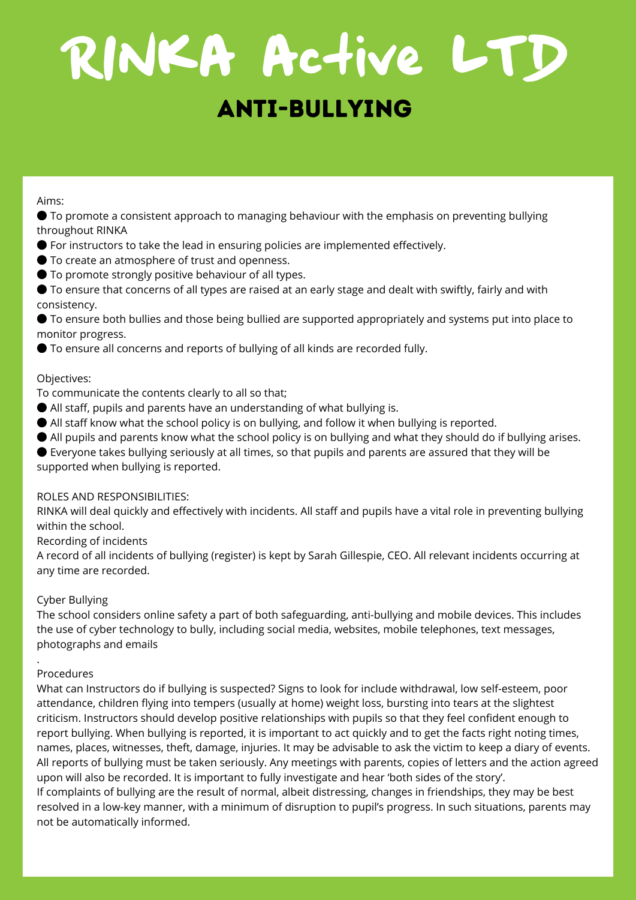# RINKA Active LTD

## ANTI-BULLYING

Aims:

- To promote a consistent approach to managing behaviour with the emphasis on preventing bullying throughout RINKA
- For instructors to take the lead in ensuring policies are implemented effectively.
- To create an atmosphere of trust and openness.
- To promote strongly positive behaviour of all types.
- To ensure that concerns of all types are raised at an early stage and dealt with swiftly, fairly and with consistency.
- To ensure both bullies and those being bullied are supported appropriately and systems put into place to monitor progress.
- To ensure all concerns and reports of bullying of all kinds are recorded fully.

Objectives:

To communicate the contents clearly to all so that;

- All staff, pupils and parents have an understanding of what bullying is.
- All staff know what the school policy is on bullying, and follow it when bullying is reported.
- All pupils and parents know what the school policy is on bullying and what they should do if bullying arises.
- Everyone takes bullying seriously at all times, so that pupils and parents are assured that they will be supported when bullying is reported.

ROLES AND RESPONSIBILITIES:

RINKA will deal quickly and effectively with incidents. All staff and pupils have a vital role in preventing bullying within the school.

Recording of incidents

A record of all incidents of bullying (register) is kept by Sarah Gillespie, CEO. All relevant incidents occurring at any time are recorded.

Cyber Bullying

The school considers online safety a part of both safeguarding, anti-bullying and mobile devices. This includes the use of cyber technology to bully, including social media, websites, mobile telephones, text messages, photographs and emails

.

Procedures

What can Instructors do if bullying is suspected? Signs to look for include withdrawal, low self-esteem, poor attendance, children flying into tempers (usually at home) weight loss, bursting into tears at the slightest criticism. Instructors should develop positive relationships with pupils so that they feel confident enough to report bullying. When bullying is reported, it is important to act quickly and to get the facts right noting times, names, places, witnesses, theft, damage, injuries. It may be advisable to ask the victim to keep a diary of events. All reports of bullying must be taken seriously. Any meetings with parents, copies of letters and the action agreed upon will also be recorded. It is important to fully investigate and hear 'both sides of the story'.

If complaints of bullying are the result of normal, albeit distressing, changes in friendships, they may be best resolved in a low-key manner, with a minimum of disruption to pupil's progress. In such situations, parents may not be automatically informed.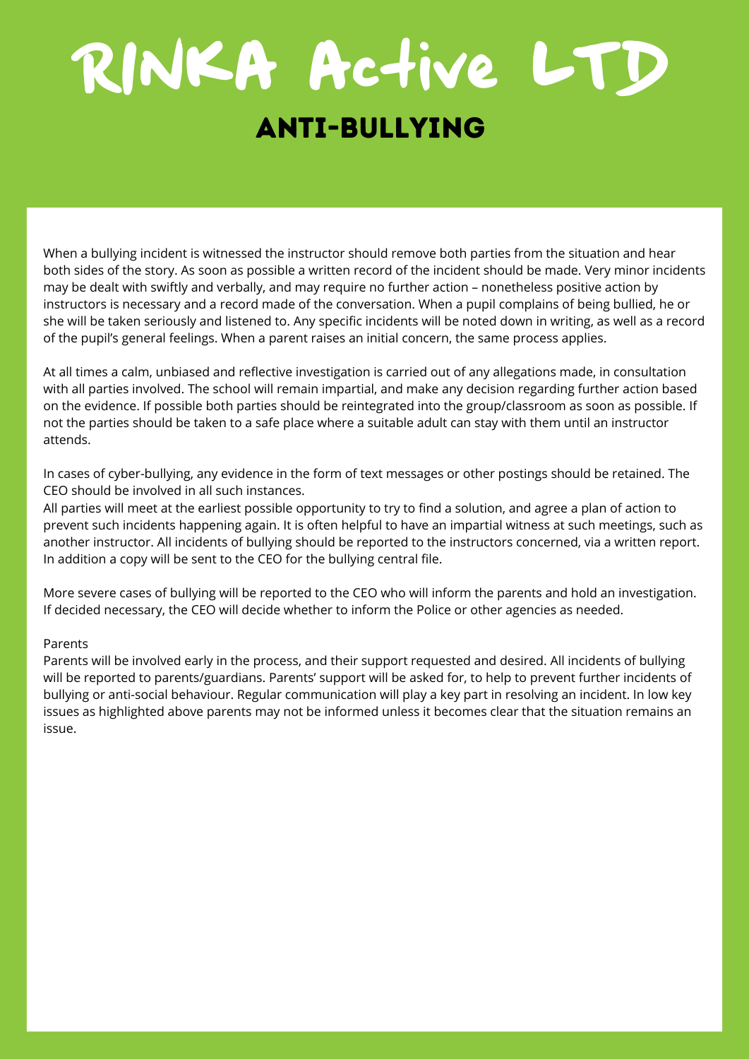# RINKA Active LTD

## ANTI-BULLYING

When a bullying incident is witnessed the instructor should remove both parties from the situation and hear both sides of the story. As soon as possible a written record of the incident should be made. Very minor incidents may be dealt with swiftly and verbally, and may require no further action – nonetheless positive action by instructors is necessary and a record made of the conversation. When a pupil complains of being bullied, he or she will be taken seriously and listened to. Any specific incidents will be noted down in writing, as well as a record of the pupil's general feelings. When a parent raises an initial concern, the same process applies.

At all times a calm, unbiased and reflective investigation is carried out of any allegations made, in consultation with all parties involved. The school will remain impartial, and make any decision regarding further action based on the evidence. If possible both parties should be reintegrated into the group/classroom as soon as possible. If not the parties should be taken to a safe place where a suitable adult can stay with them until an instructor attends.

In cases of cyber-bullying, any evidence in the form of text messages or other postings should be retained. The CEO should be involved in all such instances.
All parties will meet at the earliest possible opportunity to try to find a solution, and agree a plan of action to prevent such incidents happening again. It is often helpful to have an impartial witness at such meetings, such as another instructor. All incidents of bullying should be reported to the instructors concerned, via a written report. In addition a copy will be sent to the CEO for the bullying central file.

More severe cases of bullying will be reported to the CEO who will inform the parents and hold an investigation. If decided necessary, the CEO will decide whether to inform the Police or other agencies as needed.

Parents
Parents will be involved early in the process, and their support requested and desired. All incidents of bullying will be reported to parents/guardians. Parents' support will be asked for, to help to prevent further incidents of bullying or anti-social behaviour. Regular communication will play a key part in resolving an incident. In low key issues as highlighted above parents may not be informed unless it becomes clear that the situation remains an issue.